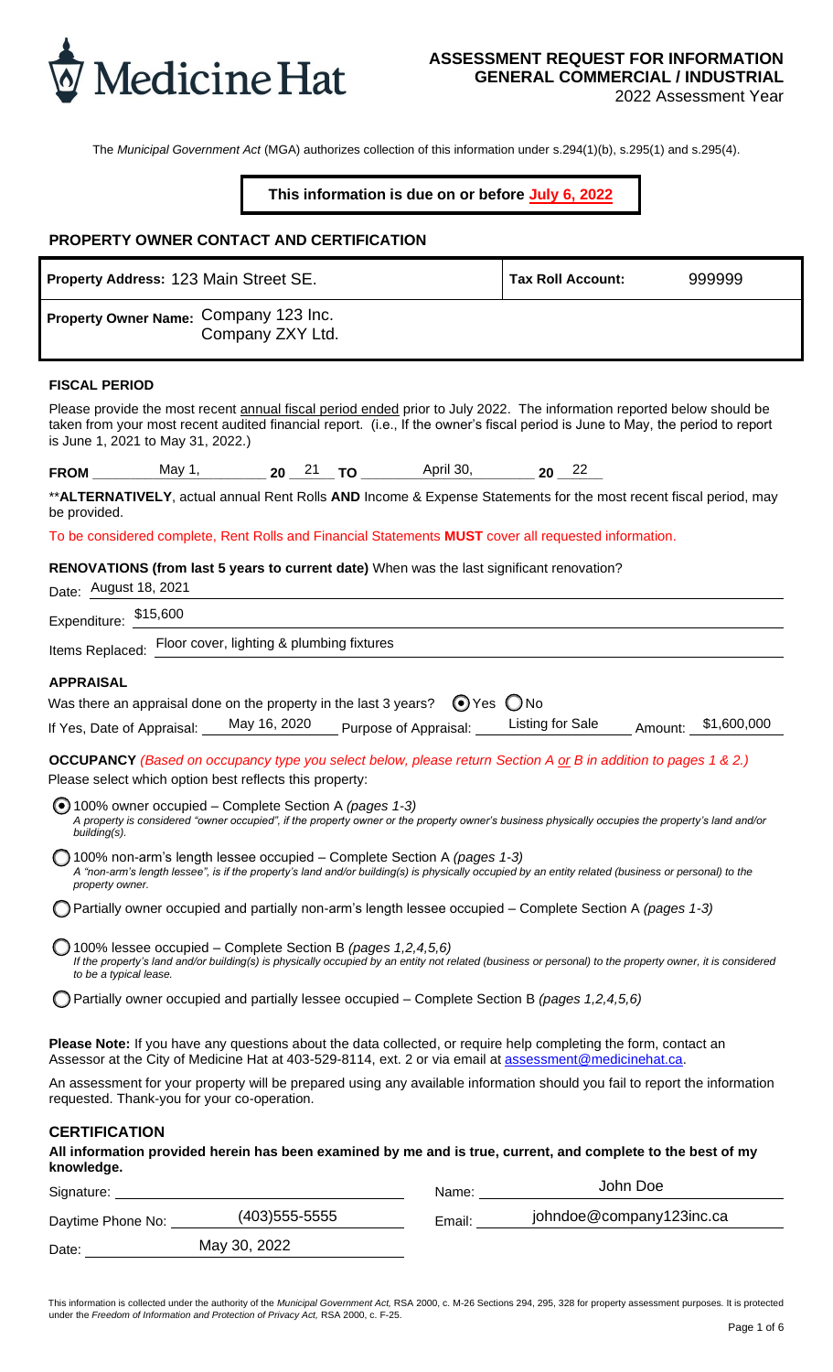Medicine Hat

# ASSESSMENT REQUEST FOR INFORMATION GENERAL COMMERCIAL / INDUSTRIAL

2022 Assessment Year

The *Municipal Government Act* (MGA) authorizes collection of this information under s.294(1)(b), s.295(1) and s.295(4).

**This information is due on or before July 6, 2022**

## PROPERTY OWNER CONTACT AND CERTIFICATION

| **Property Address:** 123 Main Street SE. | **Tax Roll Account:** 999999 |
|---|---|
| **Property Owner Name:** Company 123 Inc. Company ZXY Ltd. | |

### FISCAL PERIOD

Please provide the most recent annual fiscal period ended prior to July 2022. The information reported below should be taken from your most recent audited financial report. (i.e., If the owner's fiscal period is June to May, the period to report is June 1, 2021 to May 31, 2022.)

**FROM** May 1, **20** 21 **TO** April 30, **20** 22

\*\***ALTERNATIVELY**, actual annual Rent Rolls **AND** Income & Expense Statements for the most recent fiscal period, may be provided.

To be considered complete, Rent Rolls and Financial Statements **MUST** cover all requested information.

**RENOVATIONS (from last 5 years to current date)** When was the last significant renovation?

Date: August 18, 2021

Expenditure: $15,600

Items Replaced: Floor cover, lighting & plumbing fixtures

### APPRAISAL

Was there an appraisal done on the property in the last 3 years? ◉ Yes ○ No

If Yes, Date of Appraisal: May 16, 2020 Purpose of Appraisal: Listing for Sale Amount: $1,600,000

**OCCUPANCY** *(Based on occupancy type you select below, please return Section A or B in addition to pages 1 & 2.)*

Please select which option best reflects this property:

◉ 100% owner occupied – Complete Section A *(pages 1-3)*
*A property is considered "owner occupied", if the property owner or the property owner's business physically occupies the property's land and/or building(s).*

○ 100% non-arm's length lessee occupied – Complete Section A *(pages 1-3)*
*A "non-arm's length lessee", is if the property's land and/or building(s) is physically occupied by an entity related (business or personal) to the property owner.*

○ Partially owner occupied and partially non-arm's length lessee occupied – Complete Section A *(pages 1-3)*

○ 100% lessee occupied – Complete Section B *(pages 1,2,4,5,6)*
*If the property's land and/or building(s) is physically occupied by an entity not related (business or personal) to the property owner, it is considered to be a typical lease.*

○ Partially owner occupied and partially lessee occupied – Complete Section B *(pages 1,2,4,5,6)*

**Please Note:** If you have any questions about the data collected, or require help completing the form, contact an Assessor at the City of Medicine Hat at 403-529-8114, ext. 2 or via email at assessment@medicinehat.ca.

An assessment for your property will be prepared using any available information should you fail to report the information requested. Thank-you for your co-operation.

### CERTIFICATION

**All information provided herein has been examined by me and is true, current, and complete to the best of my knowledge.**

Signature: 

Name: John Doe

Daytime Phone No: (403)555-5555

Email: johndoe@company123inc.ca

Date: May 30, 2022

This information is collected under the authority of the *Municipal Government Act,* RSA 2000, c. M-26 Sections 294, 295, 328 for property assessment purposes. It is protected under the *Freedom of Information and Protection of Privacy Act,* RSA 2000, c. F-25.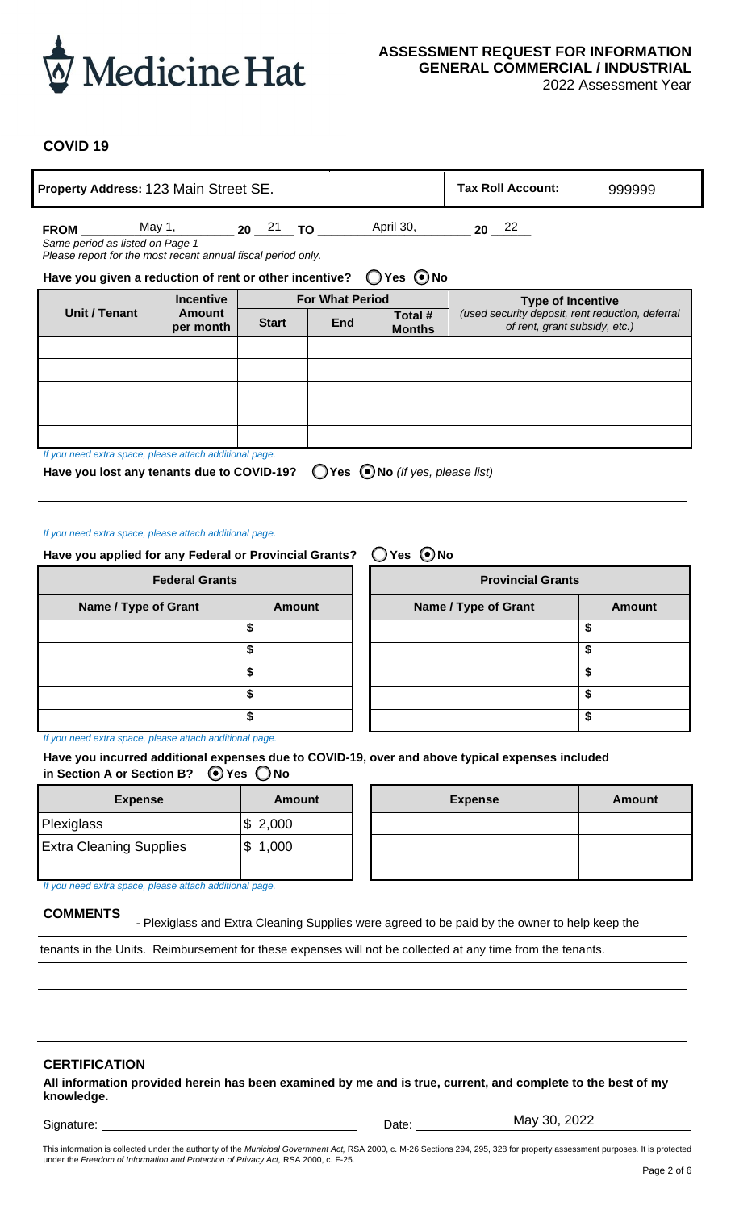**ASSESSMENT REQUEST FOR INFORMATION**
**GENERAL COMMERCIAL / INDUSTRIAL**
2022 Assessment Year

## COVID 19

| **Property Address:** 123 Main Street SE. | **Tax Roll Account:** 999999 |
|---|---|

**FROM** May 1, **20** 21 **TO** April 30, **20** 22
*Same period as listed on Page 1*
*Please report for the most recent annual fiscal period only.*

**Have you given a reduction of rent or other incentive?** ◯ Yes ◉ No

| Unit / Tenant | Incentive Amount per month | For What Period | | | Type of Incentive *(used security deposit, rent reduction, deferral of rent, grant subsidy, etc.)* |
|---|---|---|---|---|---|
| | | Start | End | Total # Months | |
| | | | | | |
| | | | | | |
| | | | | | |
| | | | | | |
| | | | | | |

*If you need extra space, please attach additional page.*

**Have you lost any tenants due to COVID-19?** ◯ **Yes** ◉ **No** *(If yes, please list)*

*If you need extra space, please attach additional page.*

**Have you applied for any Federal or Provincial Grants?** ◯ Yes ◉ No

| Federal Grants | |
|---|---|
| **Name / Type of Grant** | **Amount** |
| | $ |
| | $ |
| | $ |
| | $ |
| | $ |

| Provincial Grants | |
|---|---|
| **Name / Type of Grant** | **Amount** |
| | $ |
| | $ |
| | $ |
| | $ |
| | $ |

*If you need extra space, please attach additional page.*

**Have you incurred additional expenses due to COVID-19, over and above typical expenses included in Section A or Section B?** ◉ Yes ◯ No

| Expense | Amount |
|---|---|
| Plexiglass | $ 2,000 |
| Extra Cleaning Supplies | $ 1,000 |
| | |

| Expense | Amount |
|---|---|
| | |
| | |
| | |

*If you need extra space, please attach additional page.*

**COMMENTS**

- Plexiglass and Extra Cleaning Supplies were agreed to be paid by the owner to help keep the tenants in the Units. Reimbursement for these expenses will not be collected at any time from the tenants.

**CERTIFICATION**

**All information provided herein has been examined by me and is true, current, and complete to the best of my knowledge.**

Signature: ______________________ Date: May 30, 2022

This information is collected under the authority of the *Municipal Government Act,* RSA 2000, c. M-26 Sections 294, 295, 328 for property assessment purposes. It is protected under the *Freedom of Information and Protection of Privacy Act,* RSA 2000, c. F-25.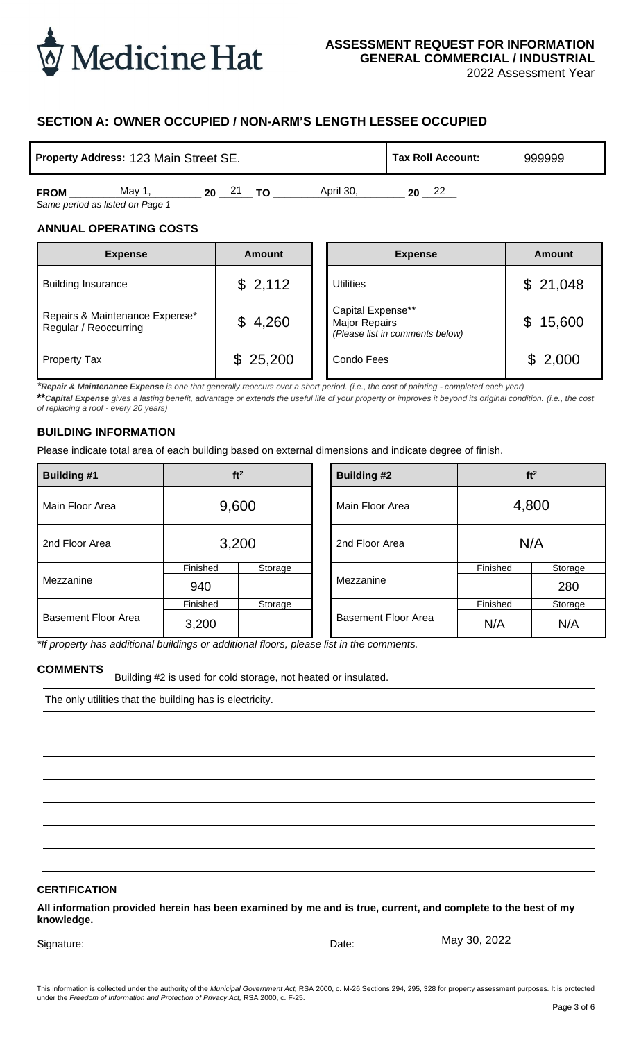Medicine Hat

**ASSESSMENT REQUEST FOR INFORMATION**
**GENERAL COMMERCIAL / INDUSTRIAL**
2022 Assessment Year

## SECTION A: OWNER OCCUPIED / NON-ARM'S LENGTH LESSEE OCCUPIED

| **Property Address:** 123 Main Street SE. | **Tax Roll Account:** | 999999 |
|---|---|---|

**FROM** May 1, **20** 21 **TO** April 30, **20** 22
*Same period as listed on Page 1*

### ANNUAL OPERATING COSTS

| Expense | Amount | Expense | Amount |
|---|---|---|---|
| Building Insurance | $ 2,112 | Utilities | $ 21,048 |
| Repairs & Maintenance Expense* Regular / Reoccurring | $ 4,260 | Capital Expense** Major Repairs *(Please list in comments below)* | $ 15,600 |
| Property Tax | $ 25,200 | Condo Fees | $ 2,000 |

***Repair & Maintenance Expense** is one that generally reoccurs over a short period. (i.e., the cost of painting - completed each year)*

***\*Capital Expense** gives a lasting benefit, advantage or extends the useful life of your property or improves it beyond its original condition. (i.e., the cost of replacing a roof - every 20 years)*

### BUILDING INFORMATION

Please indicate total area of each building based on external dimensions and indicate degree of finish.

| **Building #1** | ft² | | **Building #2** | ft² | |
|---|---|---|---|---|---|
| Main Floor Area | 9,600 | | Main Floor Area | 4,800 | |
| 2nd Floor Area | 3,200 | | 2nd Floor Area | N/A | |
| Mezzanine | Finished: 940 | Storage: | Mezzanine | Finished: | Storage: 280 |
| Basement Floor Area | Finished: 3,200 | Storage: | Basement Floor Area | Finished: N/A | Storage: N/A |

*\*If property has additional buildings or additional floors, please list in the comments.*

### COMMENTS

Building #2 is used for cold storage, not heated or insulated.

The only utilities that the building has is electricity.

### CERTIFICATION

**All information provided herein has been examined by me and is true, current, and complete to the best of my knowledge.**

Signature: ____________________ Date: May 30, 2022

This information is collected under the authority of the *Municipal Government Act,* RSA 2000, c. M-26 Sections 294, 295, 328 for property assessment purposes. It is protected under the *Freedom of Information and Protection of Privacy Act,* RSA 2000, c. F-25.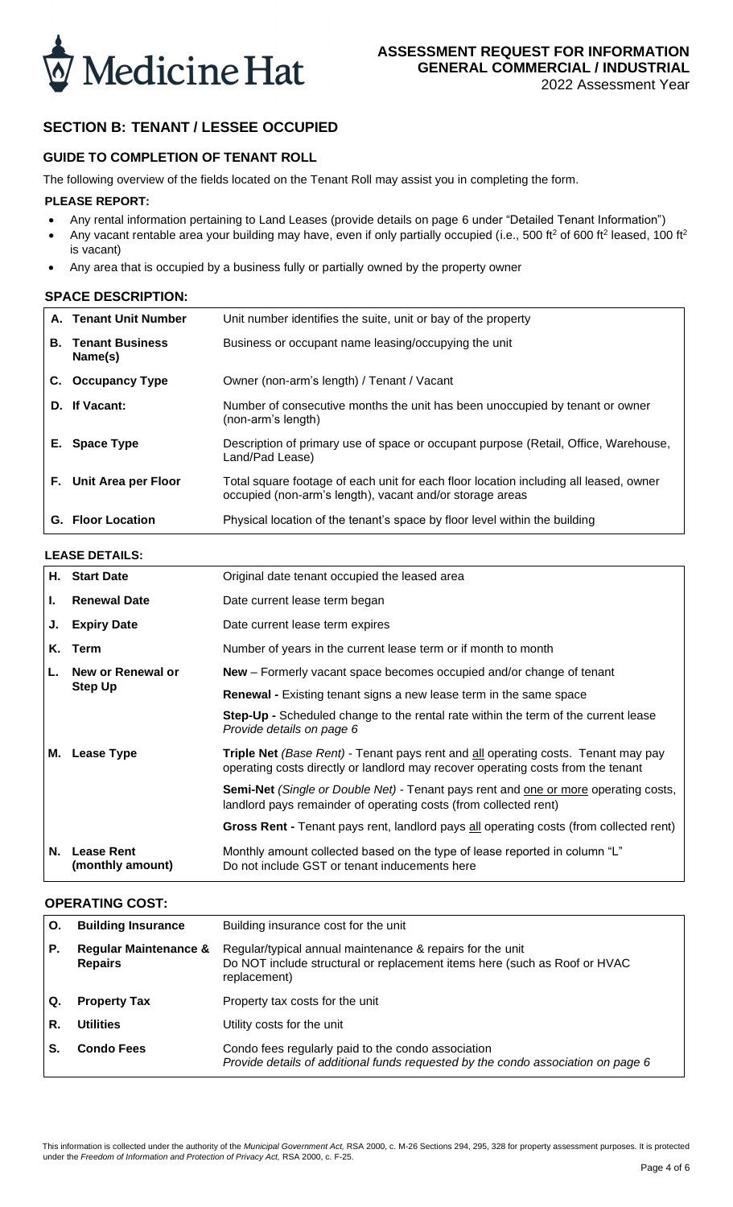**ASSESSMENT REQUEST FOR INFORMATION**
**GENERAL COMMERCIAL / INDUSTRIAL**
2022 Assessment Year

## SECTION B: TENANT / LESSEE OCCUPIED

### GUIDE TO COMPLETION OF TENANT ROLL

The following overview of the fields located on the Tenant Roll may assist you in completing the form.

**PLEASE REPORT:**

- Any rental information pertaining to Land Leases (provide details on page 6 under "Detailed Tenant Information")
- Any vacant rentable area your building may have, even if only partially occupied (i.e., 500 ft² of 600 ft² leased, 100 ft² is vacant)
- Any area that is occupied by a business fully or partially owned by the property owner

**SPACE DESCRIPTION:**

| | | |
|---|---|---|
| **A.** | **Tenant Unit Number** | Unit number identifies the suite, unit or bay of the property |
| **B.** | **Tenant Business Name(s)** | Business or occupant name leasing/occupying the unit |
| **C.** | **Occupancy Type** | Owner (non-arm's length) / Tenant / Vacant |
| **D.** | **If Vacant:** | Number of consecutive months the unit has been unoccupied by tenant or owner (non-arm's length) |
| **E.** | **Space Type** | Description of primary use of space or occupant purpose (Retail, Office, Warehouse, Land/Pad Lease) |
| **F.** | **Unit Area per Floor** | Total square footage of each unit for each floor location including all leased, owner occupied (non-arm's length), vacant and/or storage areas |
| **G.** | **Floor Location** | Physical location of the tenant's space by floor level within the building |

**LEASE DETAILS:**

| | | |
|---|---|---|
| **H.** | **Start Date** | Original date tenant occupied the leased area |
| **I.** | **Renewal Date** | Date current lease term began |
| **J.** | **Expiry Date** | Date current lease term expires |
| **K.** | **Term** | Number of years in the current lease term or if month to month |
| **L.** | **New or Renewal or Step Up** | **New** – Formerly vacant space becomes occupied and/or change of tenant |
| | | **Renewal -** Existing tenant signs a new lease term in the same space |
| | | **Step-Up -** Scheduled change to the rental rate within the term of the current lease *Provide details on page 6* |
| **M.** | **Lease Type** | **Triple Net** *(Base Rent)* - Tenant pays rent and all operating costs. Tenant may pay operating costs directly or landlord may recover operating costs from the tenant |
| | | **Semi-Net** *(Single or Double Net)* - Tenant pays rent and one or more operating costs, landlord pays remainder of operating costs (from collected rent) |
| | | **Gross Rent -** Tenant pays rent, landlord pays all operating costs (from collected rent) |
| **N.** | **Lease Rent (monthly amount)** | Monthly amount collected based on the type of lease reported in column "L" Do not include GST or tenant inducements here |

**OPERATING COST:**

| | | |
|---|---|---|
| **O.** | **Building Insurance** | Building insurance cost for the unit |
| **P.** | **Regular Maintenance & Repairs** | Regular/typical annual maintenance & repairs for the unit Do NOT include structural or replacement items here (such as Roof or HVAC replacement) |
| **Q.** | **Property Tax** | Property tax costs for the unit |
| **R.** | **Utilities** | Utility costs for the unit |
| **S.** | **Condo Fees** | Condo fees regularly paid to the condo association *Provide details of additional funds requested by the condo association on page 6* |

This information is collected under the authority of the *Municipal Government Act,* RSA 2000, c. M-26 Sections 294, 295, 328 for property assessment purposes. It is protected under the *Freedom of Information and Protection of Privacy Act,* RSA 2000, c. F-25.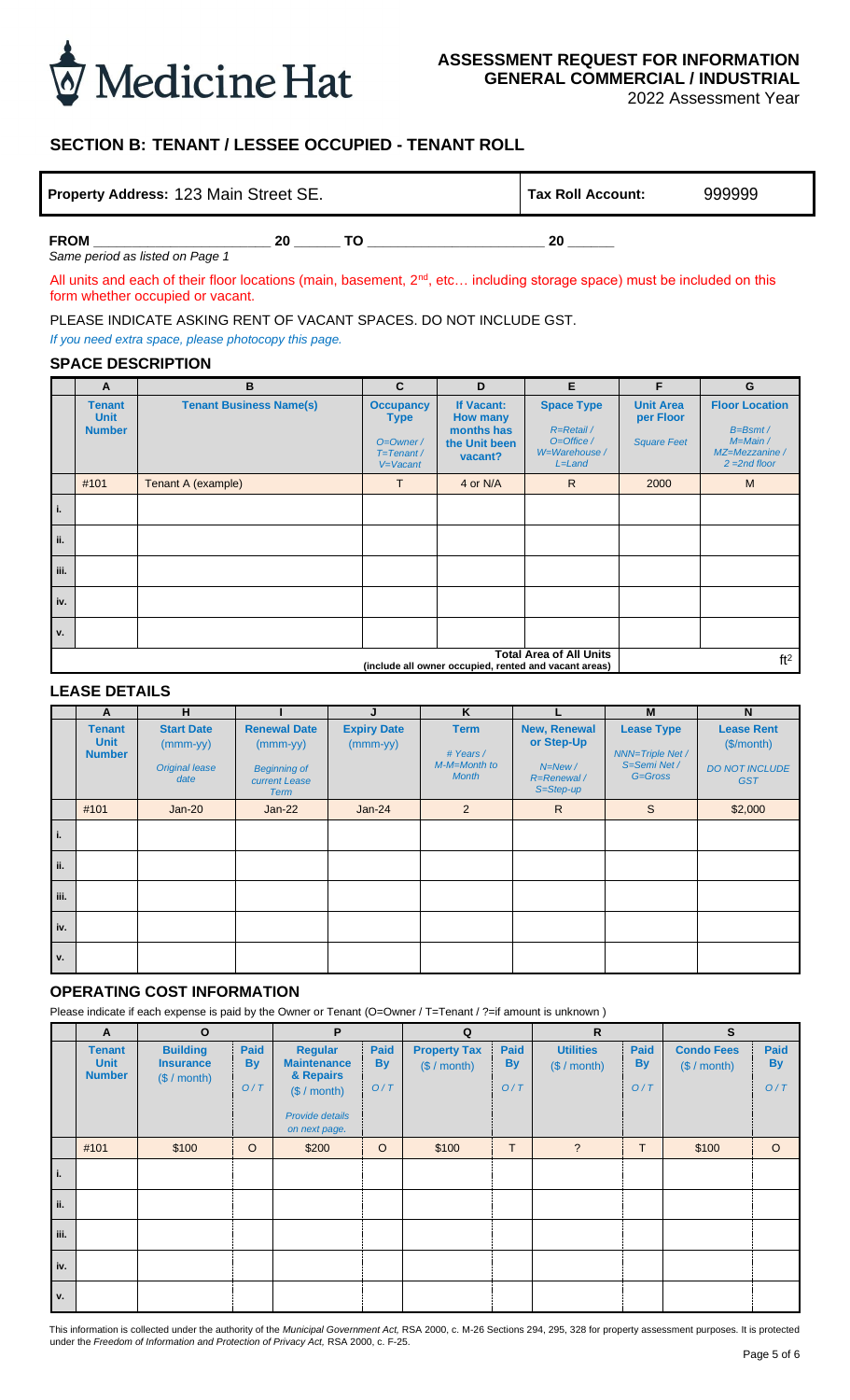Medicine Hat

**ASSESSMENT REQUEST FOR INFORMATION**
**GENERAL COMMERCIAL / INDUSTRIAL**
2022 Assessment Year

## SECTION B: TENANT / LESSEE OCCUPIED - TENANT ROLL

| **Property Address:** 123 Main Street SE. | **Tax Roll Account:** | 999999 |
|---|---|---|

**FROM** ______________________ **20** ______ **TO** ______________________ **20** ______
*Same period as listed on Page 1*

All units and each of their floor locations (main, basement, 2nd, etc… including storage space) must be included on this form whether occupied or vacant.

PLEASE INDICATE ASKING RENT OF VACANT SPACES. DO NOT INCLUDE GST.

*If you need extra space, please photocopy this page.*

### SPACE DESCRIPTION

| | A | B | C | D | E | F | G |
|---|---|---|---|---|---|---|---|
| | **Tenant Unit Number** | **Tenant Business Name(s)** | **Occupancy Type** *O=Owner / T=Tenant / V=Vacant* | **If Vacant: How many months has the Unit been vacant?** | **Space Type** *R=Retail / O=Office / W=Warehouse / L=Land* | **Unit Area per Floor** *Square Feet* | **Floor Location** *B=Bsmt / M=Main / MZ=Mezzanine / 2 =2nd floor* |
| | #101 | Tenant A (example) | T | 4 or N/A | R | 2000 | M |
| i. | | | | | | | |
| ii. | | | | | | | |
| iii. | | | | | | | |
| iv. | | | | | | | |
| v. | | | | | | | |
| | | | | | **Total Area of All Units** (include all owner occupied, rented and vacant areas) | | ft² |

### LEASE DETAILS

| | A | H | I | J | K | L | M | N |
|---|---|---|---|---|---|---|---|---|
| | **Tenant Unit Number** | **Start Date** (mmm-yy) *Original lease date* | **Renewal Date** (mmm-yy) *Beginning of current Lease Term* | **Expiry Date** (mmm-yy) | **Term** *# Years / M-M=Month to Month* | **New, Renewal or Step-Up** *N=New / R=Renewal / S=Step-up* | **Lease Type** *NNN=Triple Net / S=Semi Net / G=Gross* | **Lease Rent** ($/month) *DO NOT INCLUDE GST* |
| | #101 | Jan-20 | Jan-22 | Jan-24 | 2 | R | S | $2,000 |
| i. | | | | | | | | |
| ii. | | | | | | | | |
| iii. | | | | | | | | |
| iv. | | | | | | | | |
| v. | | | | | | | | |

### OPERATING COST INFORMATION

Please indicate if each expense is paid by the Owner or Tenant (O=Owner / T=Tenant / ?=if amount is unknown )

| | A | O | | P | | Q | | R | | S | |
|---|---|---|---|---|---|---|---|---|---|---|---|
| | **Tenant Unit Number** | **Building Insurance** ($ / month) | **Paid By** *O / T* | **Regular Maintenance & Repairs** ($ / month) *Provide details on next page.* | **Paid By** *O / T* | **Property Tax** ($ / month) | **Paid By** *O / T* | **Utilities** ($ / month) | **Paid By** *O / T* | **Condo Fees** ($ / month) | **Paid By** *O / T* |
| | #101 | $100 | O | $200 | O | $100 | T | ? | T | $100 | O |
| i. | | | | | | | | | | | |
| ii. | | | | | | | | | | | |
| iii. | | | | | | | | | | | |
| iv. | | | | | | | | | | | |
| v. | | | | | | | | | | | |

This information is collected under the authority of the *Municipal Government Act,* RSA 2000, c. M-26 Sections 294, 295, 328 for property assessment purposes. It is protected under the *Freedom of Information and Protection of Privacy Act,* RSA 2000, c. F-25.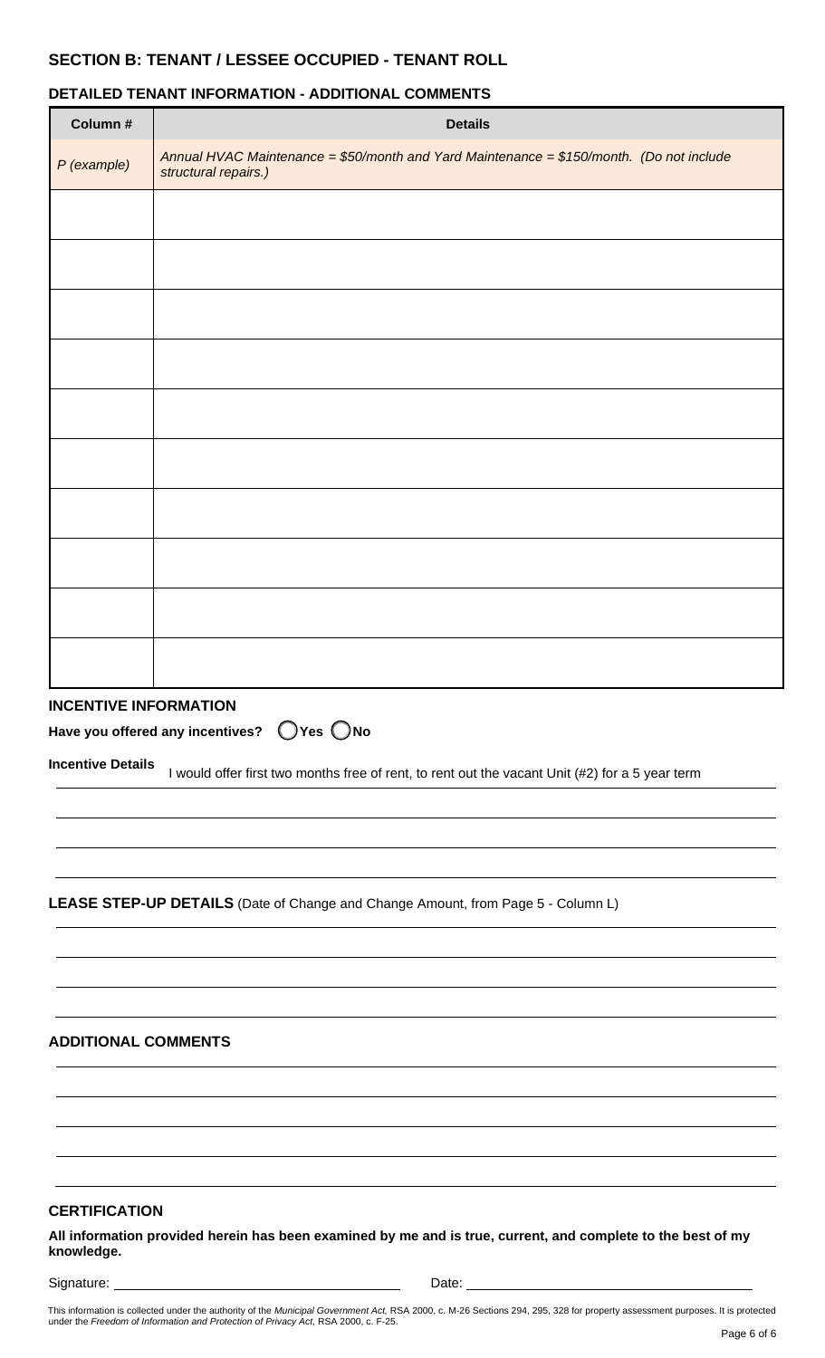## SECTION B: TENANT / LESSEE OCCUPIED - TENANT ROLL

### DETAILED TENANT INFORMATION - ADDITIONAL COMMENTS

| Column # | Details |
|---|---|
| *P (example)* | *Annual HVAC Maintenance = $50/month and Yard Maintenance = $150/month. (Do not include structural repairs.)* |
| | |
| | |
| | |
| | |
| | |
| | |
| | |
| | |
| | |
| | |

### INCENTIVE INFORMATION

**Have you offered any incentives?** ◯ **Yes** ◯ **No**

**Incentive Details** I would offer first two months free of rent, to rent out the vacant Unit (#2) for a 5 year term

### LEASE STEP-UP DETAILS (Date of Change and Change Amount, from Page 5 - Column L)

### ADDITIONAL COMMENTS

### CERTIFICATION

**All information provided herein has been examined by me and is true, current, and complete to the best of my knowledge.**

Signature: ____________________ Date: ____________________

This information is collected under the authority of the *Municipal Government Act*, RSA 2000, c. M-26 Sections 294, 295, 328 for property assessment purposes. It is protected under the *Freedom of Information and Protection of Privacy Act*, RSA 2000, c. F-25.